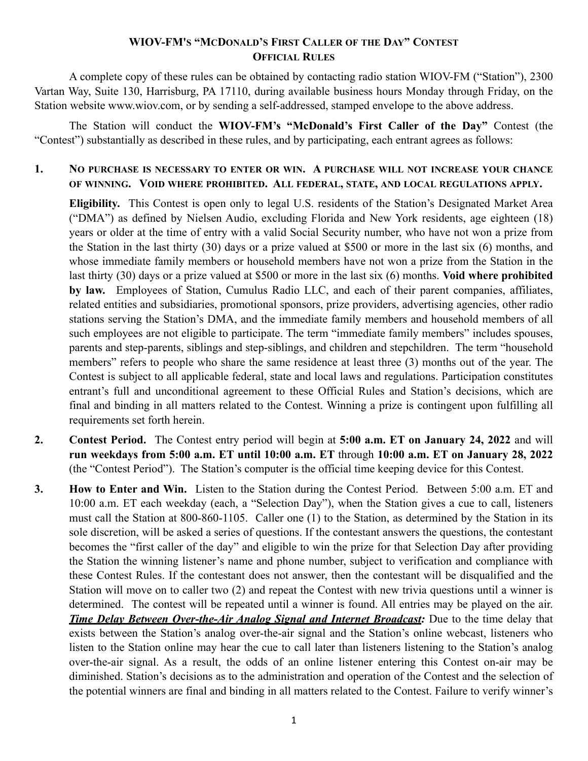# WIOV-FM'S "McDONALD'S FIRST CALLER OF THE DAY" CONTEST
## OFFICIAL RULES

A complete copy of these rules can be obtained by contacting radio station WIOV-FM ("Station"), 2300 Vartan Way, Suite 130, Harrisburg, PA 17110, during available business hours Monday through Friday, on the Station website www.wiov.com, or by sending a self-addressed, stamped envelope to the above address.

The Station will conduct the **WIOV-FM's "McDonald's First Caller of the Day"** Contest (the "Contest") substantially as described in these rules, and by participating, each entrant agrees as follows:

1. **NO PURCHASE IS NECESSARY TO ENTER OR WIN. A PURCHASE WILL NOT INCREASE YOUR CHANCE OF WINNING. VOID WHERE PROHIBITED. ALL FEDERAL, STATE, AND LOCAL REGULATIONS APPLY.**

   **Eligibility.** This Contest is open only to legal U.S. residents of the Station's Designated Market Area ("DMA") as defined by Nielsen Audio, excluding Florida and New York residents, age eighteen (18) years or older at the time of entry with a valid Social Security number, who have not won a prize from the Station in the last thirty (30) days or a prize valued at $500 or more in the last six (6) months, and whose immediate family members or household members have not won a prize from the Station in the last thirty (30) days or a prize valued at $500 or more in the last six (6) months. **Void where prohibited by law.** Employees of Station, Cumulus Radio LLC, and each of their parent companies, affiliates, related entities and subsidiaries, promotional sponsors, prize providers, advertising agencies, other radio stations serving the Station's DMA, and the immediate family members and household members of all such employees are not eligible to participate. The term "immediate family members" includes spouses, parents and step-parents, siblings and step-siblings, and children and stepchildren. The term "household members" refers to people who share the same residence at least three (3) months out of the year. The Contest is subject to all applicable federal, state and local laws and regulations. Participation constitutes entrant's full and unconditional agreement to these Official Rules and Station's decisions, which are final and binding in all matters related to the Contest. Winning a prize is contingent upon fulfilling all requirements set forth herein.

2. **Contest Period.** The Contest entry period will begin at **5:00 a.m. ET on January 24, 2022** and will **run weekdays from 5:00 a.m. ET until 10:00 a.m. ET** through **10:00 a.m. ET on January 28, 2022** (the "Contest Period"). The Station's computer is the official time keeping device for this Contest.

3. **How to Enter and Win.** Listen to the Station during the Contest Period. Between 5:00 a.m. ET and 10:00 a.m. ET each weekday (each, a "Selection Day"), when the Station gives a cue to call, listeners must call the Station at 800-860-1105. Caller one (1) to the Station, as determined by the Station in its sole discretion, will be asked a series of questions. If the contestant answers the questions, the contestant becomes the "first caller of the day" and eligible to win the prize for that Selection Day after providing the Station the winning listener's name and phone number, subject to verification and compliance with these Contest Rules. If the contestant does not answer, then the contestant will be disqualified and the Station will move on to caller two (2) and repeat the Contest with new trivia questions until a winner is determined. The contest will be repeated until a winner is found. All entries may be played on the air. ***Time Delay Between Over-the-Air Analog Signal and Internet Broadcast:*** Due to the time delay that exists between the Station's analog over-the-air signal and the Station's online webcast, listeners who listen to the Station online may hear the cue to call later than listeners listening to the Station's analog over-the-air signal. As a result, the odds of an online listener entering this Contest on-air may be diminished. Station's decisions as to the administration and operation of the Contest and the selection of the potential winners are final and binding in all matters related to the Contest. Failure to verify winner's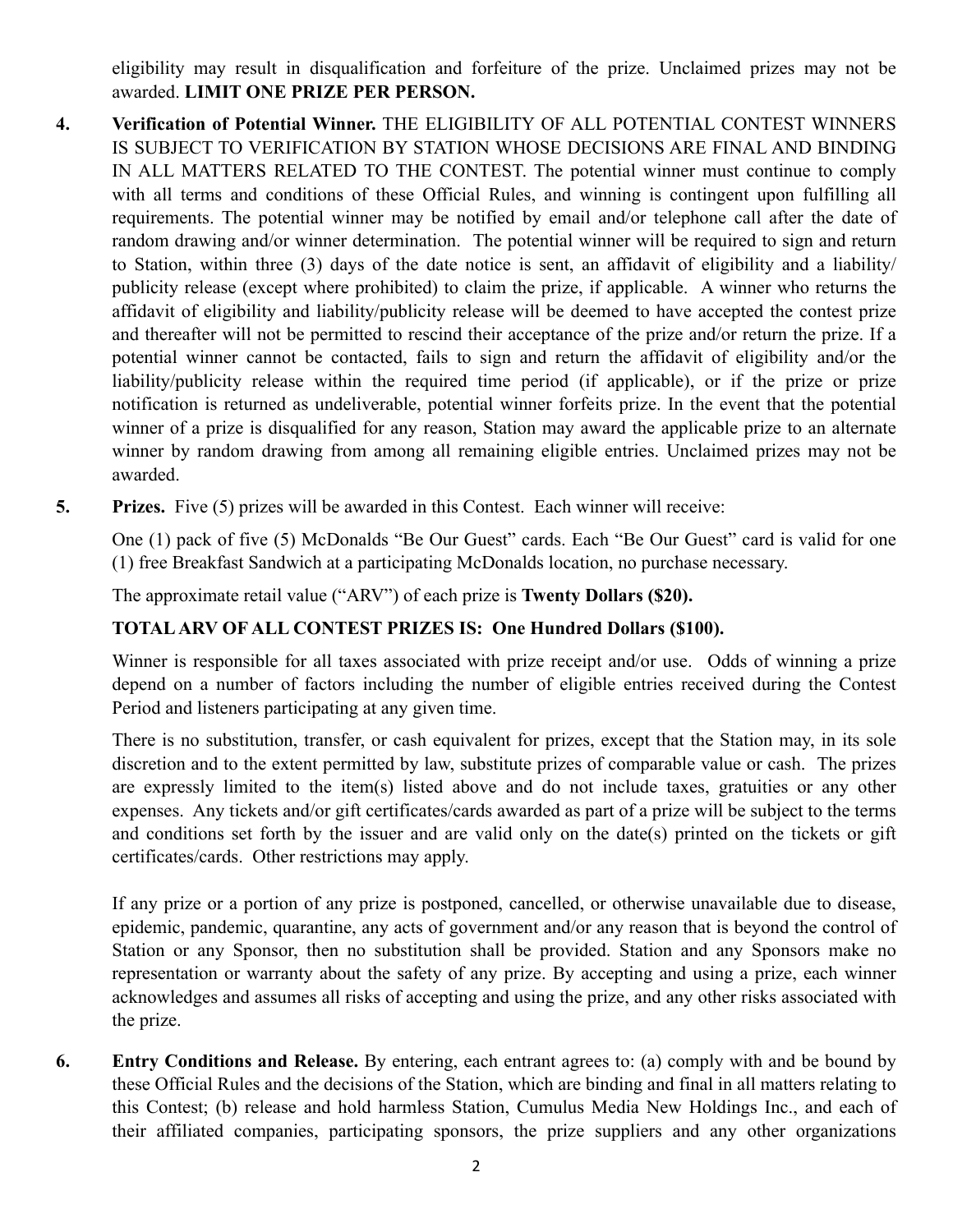eligibility may result in disqualification and forfeiture of the prize. Unclaimed prizes may not be awarded. **LIMIT ONE PRIZE PER PERSON.**

4. **Verification of Potential Winner.** THE ELIGIBILITY OF ALL POTENTIAL CONTEST WINNERS IS SUBJECT TO VERIFICATION BY STATION WHOSE DECISIONS ARE FINAL AND BINDING IN ALL MATTERS RELATED TO THE CONTEST. The potential winner must continue to comply with all terms and conditions of these Official Rules, and winning is contingent upon fulfilling all requirements. The potential winner may be notified by email and/or telephone call after the date of random drawing and/or winner determination. The potential winner will be required to sign and return to Station, within three (3) days of the date notice is sent, an affidavit of eligibility and a liability/ publicity release (except where prohibited) to claim the prize, if applicable. A winner who returns the affidavit of eligibility and liability/publicity release will be deemed to have accepted the contest prize and thereafter will not be permitted to rescind their acceptance of the prize and/or return the prize. If a potential winner cannot be contacted, fails to sign and return the affidavit of eligibility and/or the liability/publicity release within the required time period (if applicable), or if the prize or prize notification is returned as undeliverable, potential winner forfeits prize. In the event that the potential winner of a prize is disqualified for any reason, Station may award the applicable prize to an alternate winner by random drawing from among all remaining eligible entries. Unclaimed prizes may not be awarded.

5. **Prizes.** Five (5) prizes will be awarded in this Contest. Each winner will receive:

   One (1) pack of five (5) McDonalds "Be Our Guest" cards. Each "Be Our Guest" card is valid for one (1) free Breakfast Sandwich at a participating McDonalds location, no purchase necessary.

   The approximate retail value ("ARV") of each prize is **Twenty Dollars ($20).**

   **TOTAL ARV OF ALL CONTEST PRIZES IS: One Hundred Dollars ($100).**

   Winner is responsible for all taxes associated with prize receipt and/or use. Odds of winning a prize depend on a number of factors including the number of eligible entries received during the Contest Period and listeners participating at any given time.

   There is no substitution, transfer, or cash equivalent for prizes, except that the Station may, in its sole discretion and to the extent permitted by law, substitute prizes of comparable value or cash. The prizes are expressly limited to the item(s) listed above and do not include taxes, gratuities or any other expenses. Any tickets and/or gift certificates/cards awarded as part of a prize will be subject to the terms and conditions set forth by the issuer and are valid only on the date(s) printed on the tickets or gift certificates/cards. Other restrictions may apply.

   If any prize or a portion of any prize is postponed, cancelled, or otherwise unavailable due to disease, epidemic, pandemic, quarantine, any acts of government and/or any reason that is beyond the control of Station or any Sponsor, then no substitution shall be provided. Station and any Sponsors make no representation or warranty about the safety of any prize. By accepting and using a prize, each winner acknowledges and assumes all risks of accepting and using the prize, and any other risks associated with the prize.

6. **Entry Conditions and Release.** By entering, each entrant agrees to: (a) comply with and be bound by these Official Rules and the decisions of the Station, which are binding and final in all matters relating to this Contest; (b) release and hold harmless Station, Cumulus Media New Holdings Inc., and each of their affiliated companies, participating sponsors, the prize suppliers and any other organizations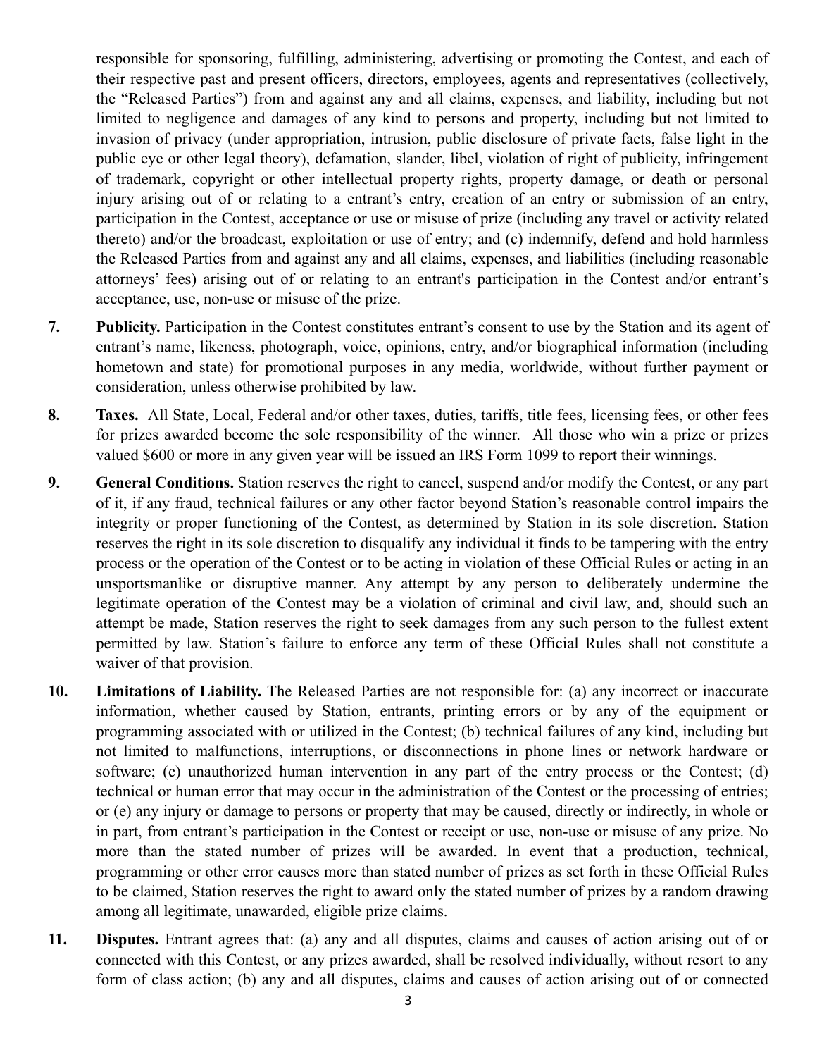responsible for sponsoring, fulfilling, administering, advertising or promoting the Contest, and each of their respective past and present officers, directors, employees, agents and representatives (collectively, the "Released Parties") from and against any and all claims, expenses, and liability, including but not limited to negligence and damages of any kind to persons and property, including but not limited to invasion of privacy (under appropriation, intrusion, public disclosure of private facts, false light in the public eye or other legal theory), defamation, slander, libel, violation of right of publicity, infringement of trademark, copyright or other intellectual property rights, property damage, or death or personal injury arising out of or relating to a entrant's entry, creation of an entry or submission of an entry, participation in the Contest, acceptance or use or misuse of prize (including any travel or activity related thereto) and/or the broadcast, exploitation or use of entry; and (c) indemnify, defend and hold harmless the Released Parties from and against any and all claims, expenses, and liabilities (including reasonable attorneys' fees) arising out of or relating to an entrant's participation in the Contest and/or entrant's acceptance, use, non-use or misuse of the prize.

**7. Publicity.** Participation in the Contest constitutes entrant's consent to use by the Station and its agent of entrant's name, likeness, photograph, voice, opinions, entry, and/or biographical information (including hometown and state) for promotional purposes in any media, worldwide, without further payment or consideration, unless otherwise prohibited by law.

**8. Taxes.** All State, Local, Federal and/or other taxes, duties, tariffs, title fees, licensing fees, or other fees for prizes awarded become the sole responsibility of the winner. All those who win a prize or prizes valued $600 or more in any given year will be issued an IRS Form 1099 to report their winnings.

**9. General Conditions.** Station reserves the right to cancel, suspend and/or modify the Contest, or any part of it, if any fraud, technical failures or any other factor beyond Station's reasonable control impairs the integrity or proper functioning of the Contest, as determined by Station in its sole discretion. Station reserves the right in its sole discretion to disqualify any individual it finds to be tampering with the entry process or the operation of the Contest or to be acting in violation of these Official Rules or acting in an unsportsmanlike or disruptive manner. Any attempt by any person to deliberately undermine the legitimate operation of the Contest may be a violation of criminal and civil law, and, should such an attempt be made, Station reserves the right to seek damages from any such person to the fullest extent permitted by law. Station's failure to enforce any term of these Official Rules shall not constitute a waiver of that provision.

**10. Limitations of Liability.** The Released Parties are not responsible for: (a) any incorrect or inaccurate information, whether caused by Station, entrants, printing errors or by any of the equipment or programming associated with or utilized in the Contest; (b) technical failures of any kind, including but not limited to malfunctions, interruptions, or disconnections in phone lines or network hardware or software; (c) unauthorized human intervention in any part of the entry process or the Contest; (d) technical or human error that may occur in the administration of the Contest or the processing of entries; or (e) any injury or damage to persons or property that may be caused, directly or indirectly, in whole or in part, from entrant's participation in the Contest or receipt or use, non-use or misuse of any prize. No more than the stated number of prizes will be awarded. In event that a production, technical, programming or other error causes more than stated number of prizes as set forth in these Official Rules to be claimed, Station reserves the right to award only the stated number of prizes by a random drawing among all legitimate, unawarded, eligible prize claims.

**11. Disputes.** Entrant agrees that: (a) any and all disputes, claims and causes of action arising out of or connected with this Contest, or any prizes awarded, shall be resolved individually, without resort to any form of class action; (b) any and all disputes, claims and causes of action arising out of or connected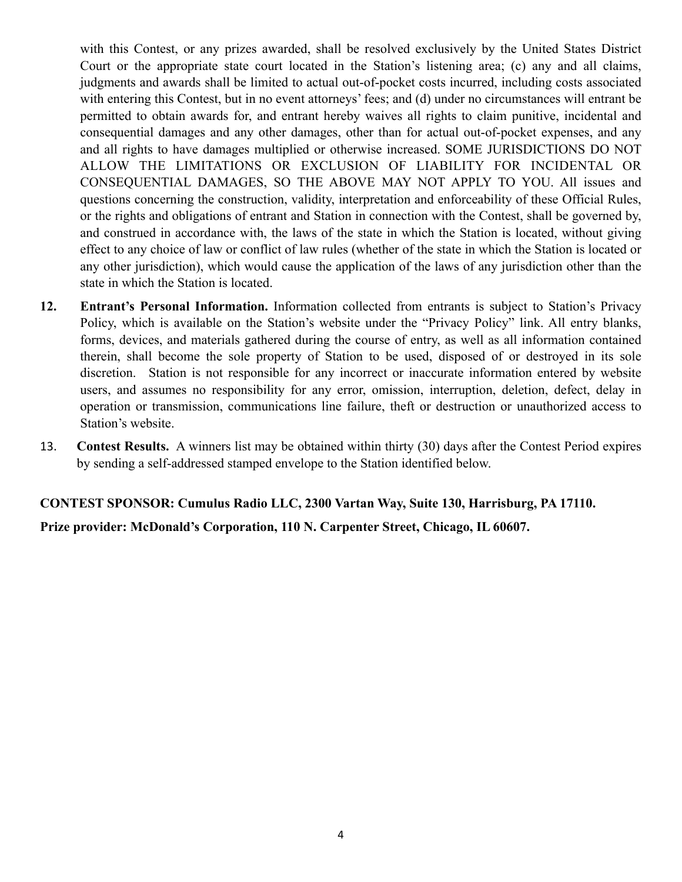with this Contest, or any prizes awarded, shall be resolved exclusively by the United States District Court or the appropriate state court located in the Station's listening area; (c) any and all claims, judgments and awards shall be limited to actual out-of-pocket costs incurred, including costs associated with entering this Contest, but in no event attorneys' fees; and (d) under no circumstances will entrant be permitted to obtain awards for, and entrant hereby waives all rights to claim punitive, incidental and consequential damages and any other damages, other than for actual out-of-pocket expenses, and any and all rights to have damages multiplied or otherwise increased. SOME JURISDICTIONS DO NOT ALLOW THE LIMITATIONS OR EXCLUSION OF LIABILITY FOR INCIDENTAL OR CONSEQUENTIAL DAMAGES, SO THE ABOVE MAY NOT APPLY TO YOU. All issues and questions concerning the construction, validity, interpretation and enforceability of these Official Rules, or the rights and obligations of entrant and Station in connection with the Contest, shall be governed by, and construed in accordance with, the laws of the state in which the Station is located, without giving effect to any choice of law or conflict of law rules (whether of the state in which the Station is located or any other jurisdiction), which would cause the application of the laws of any jurisdiction other than the state in which the Station is located.

12. **Entrant's Personal Information.** Information collected from entrants is subject to Station's Privacy Policy, which is available on the Station's website under the "Privacy Policy" link. All entry blanks, forms, devices, and materials gathered during the course of entry, as well as all information contained therein, shall become the sole property of Station to be used, disposed of or destroyed in its sole discretion. Station is not responsible for any incorrect or inaccurate information entered by website users, and assumes no responsibility for any error, omission, interruption, deletion, defect, delay in operation or transmission, communications line failure, theft or destruction or unauthorized access to Station's website.

13. **Contest Results.** A winners list may be obtained within thirty (30) days after the Contest Period expires by sending a self-addressed stamped envelope to the Station identified below.

**CONTEST SPONSOR: Cumulus Radio LLC, 2300 Vartan Way, Suite 130, Harrisburg, PA 17110.**

**Prize provider: McDonald's Corporation, 110 N. Carpenter Street, Chicago, IL 60607.**